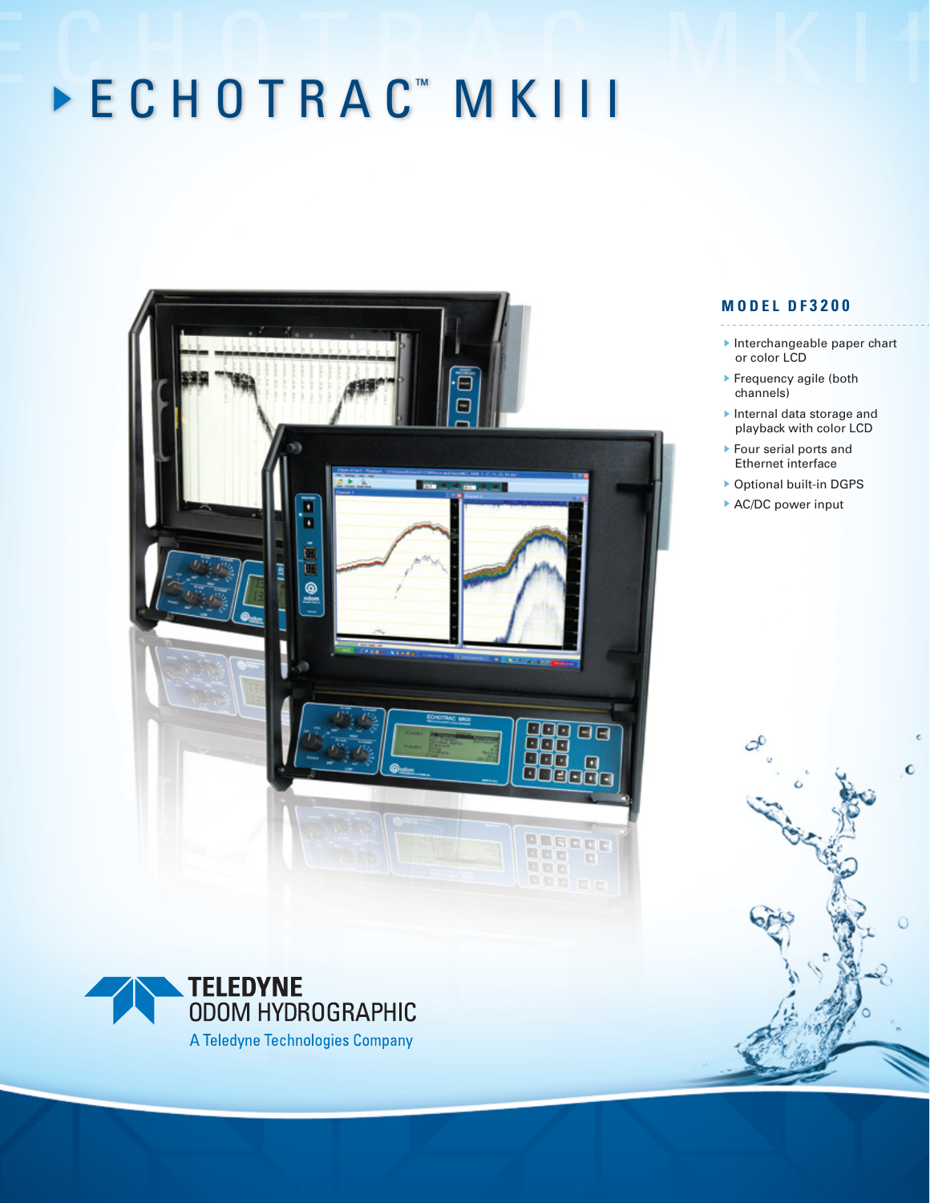# ECHOTRAC™ MKIII

## MODEL DF3200

- Interchangeable paper chart or color LCD
- Frequency agile (both channels)
- Internal data storage and playback with color LCD
- Four serial ports and Ethernet interface
- Optional built-in DGPS
- AC/DC power input

TELEDYNE
ODOM HYDROGRAPHIC
A Teledyne Technologies Company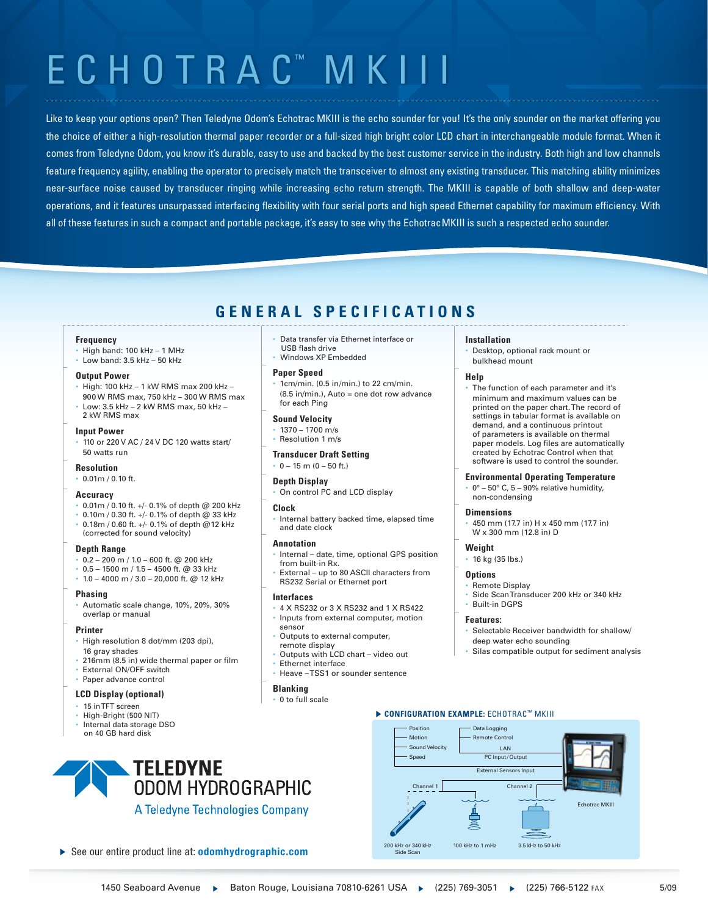# ECHOTRAC™ MKIII

Like to keep your options open? Then Teledyne Odom's Echotrac MKIII is the echo sounder for you! It's the only sounder on the market offering you the choice of either a high-resolution thermal paper recorder or a full-sized high bright color LCD chart in interchangeable module format. When it comes from Teledyne Odom, you know it's durable, easy to use and backed by the best customer service in the industry. Both high and low channels feature frequency agility, enabling the operator to precisely match the transceiver to almost any existing transducer. This matching ability minimizes near-surface noise caused by transducer ringing while increasing echo return strength. The MKIII is capable of both shallow and deep-water operations, and it features unsurpassed interfacing flexibility with four serial ports and high speed Ethernet capability for maximum efficiency. With all of these features in such a compact and portable package, it's easy to see why the Echotrac MKIII is such a respected echo sounder.

## GENERAL SPECIFICATIONS

### Frequency
- High band: 100 kHz – 1 MHz
- Low band: 3.5 kHz – 50 kHz

### Output Power
- High: 100 kHz – 1 kW RMS max 200 kHz – 900 W RMS max, 750 kHz – 300 W RMS max
- Low: 3.5 kHz – 2 kW RMS max, 50 kHz – 2 kW RMS max

### Input Power
- 110 or 220 V AC / 24 V DC 120 watts start/ 50 watts run

### Resolution
- 0.01m / 0.10 ft.

### Accuracy
- 0.01m / 0.10 ft. +/- 0.1% of depth @ 200 kHz
- 0.10m / 0.30 ft. +/- 0.1% of depth @ 33 kHz
- 0.18m / 0.60 ft. +/- 0.1% of depth @12 kHz (corrected for sound velocity)

### Depth Range
- 0.2 – 200 m / 1.0 – 600 ft. @ 200 kHz
- 0.5 – 1500 m / 1.5 – 4500 ft. @ 33 kHz
- 1.0 – 4000 m / 3.0 – 20,000 ft. @ 12 kHz

### Phasing
- Automatic scale change, 10%, 20%, 30% overlap or manual

### Printer
- High resolution 8 dot/mm (203 dpi), 16 gray shades
- 216mm (8.5 in) wide thermal paper or film
- External ON/OFF switch
- Paper advance control

### LCD Display (optional)
- 15 in TFT screen
- High-Bright (500 NIT)
- Internal data storage DSO on 40 GB hard disk
- Data transfer via Ethernet interface or USB flash drive
- Windows XP Embedded

### Paper Speed
- 1cm/min. (0.5 in/min.) to 22 cm/min. (8.5 in/min.), Auto = one dot row advance for each Ping

### Sound Velocity
- 1370 – 1700 m/s
- Resolution 1 m/s

### Transducer Draft Setting
- 0 – 15 m (0 – 50 ft.)

### Depth Display
- On control PC and LCD display

### Clock
- Internal battery backed time, elapsed time and date clock

### Annotation
- Internal – date, time, optional GPS position from built-in Rx.
- External – up to 80 ASCII characters from RS232 Serial or Ethernet port

### Interfaces
- 4 X RS232 or 3 X RS232 and 1 X RS422
- Inputs from external computer, motion sensor
- Outputs to external computer, remote display
- Outputs with LCD chart – video out
- Ethernet interface
- Heave –TSS1 or sounder sentence

### Blanking
- 0 to full scale

### Installation
- Desktop, optional rack mount or bulkhead mount

### Help
- The function of each parameter and it's minimum and maximum values can be printed on the paper chart. The record of settings in tabular format is available on demand, and a continuous printout of parameters is available on thermal paper models. Log files are automatically created by Echotrac Control when that software is used to control the sounder.

### Environmental Operating Temperature
- 0° – 50° C, 5 – 90% relative humidity, non-condensing

### Dimensions
- 450 mm (17.7 in) H x 450 mm (17.7 in) W x 300 mm (12.8 in) D

### Weight
- 16 kg (35 lbs.)

### Options
- Remote Display
- Side Scan Transducer 200 kHz or 340 kHz
- Built-in DGPS

### Features:
- Selectable Receiver bandwidth for shallow/ deep water echo sounding
- Silas compatible output for sediment analysis

**CONFIGURATION EXAMPLE:** ECHOTRAC™ MKIII

Position
Motion
Sound Velocity
Speed
Data Logging
Remote Control
LAN
PC Input/Output
External Sensors Input
Channel 1
Channel 2
Echotrac MKIII
200 kHz or 340 kHz Side Scan
100 kHz to 1 mHz
3.5 kHz to 50 kHz

TELEDYNE ODOM HYDROGRAPHIC
A Teledyne Technologies Company

See our entire product line at: **odomhydrographic.com**

1450 Seaboard Avenue ▸ Baton Rouge, Louisiana 70810-6261 USA ▸ (225) 769-3051 ▸ (225) 766-5122 FAX

5/09